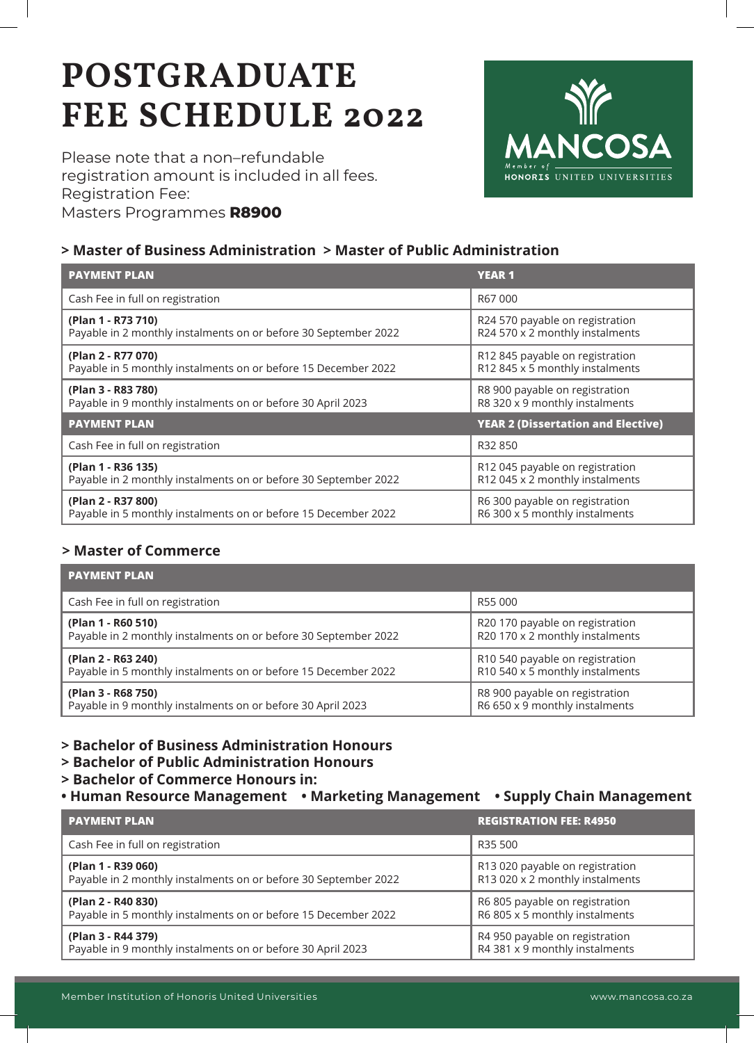# POSTGRADUATE FEE SCHEDULE 2022

Please note that a non–refundable registration amount is included in all fees.
Registration Fee:
Masters Programmes **R8900**

MANCOSA
Member of HONORIS UNITED UNIVERSITIES

## > Master of Business Administration > Master of Public Administration

| PAYMENT PLAN | YEAR 1 |
| --- | --- |
| Cash Fee in full on registration | R67 000 |
| **(Plan 1 - R73 710)**<br>Payable in 2 monthly instalments on or before 30 September 2022 | R24 570 payable on registration<br>R24 570 x 2 monthly instalments |
| **(Plan 2 - R77 070)**<br>Payable in 5 monthly instalments on or before 15 December 2022 | R12 845 payable on registration<br>R12 845 x 5 monthly instalments |
| **(Plan 3 - R83 780)**<br>Payable in 9 monthly instalments on or before 30 April 2023 | R8 900 payable on registration<br>R8 320 x 9 monthly instalments |
| **PAYMENT PLAN** | **YEAR 2 (Dissertation and Elective)** |
| Cash Fee in full on registration | R32 850 |
| **(Plan 1 - R36 135)**<br>Payable in 2 monthly instalments on or before 30 September 2022 | R12 045 payable on registration<br>R12 045 x 2 monthly instalments |
| **(Plan 2 - R37 800)**<br>Payable in 5 monthly instalments on or before 15 December 2022 | R6 300 payable on registration<br>R6 300 x 5 monthly instalments |

## > Master of Commerce

| PAYMENT PLAN | |
| --- | --- |
| Cash Fee in full on registration | R55 000 |
| **(Plan 1 - R60 510)**<br>Payable in 2 monthly instalments on or before 30 September 2022 | R20 170 payable on registration<br>R20 170 x 2 monthly instalments |
| **(Plan 2 - R63 240)**<br>Payable in 5 monthly instalments on or before 15 December 2022 | R10 540 payable on registration<br>R10 540 x 5 monthly instalments |
| **(Plan 3 - R68 750)**<br>Payable in 9 monthly instalments on or before 30 April 2023 | R8 900 payable on registration<br>R6 650 x 9 monthly instalments |

## > Bachelor of Business Administration Honours
## > Bachelor of Public Administration Honours
## > Bachelor of Commerce Honours in:
**• Human Resource Management • Marketing Management • Supply Chain Management**

| PAYMENT PLAN | REGISTRATION FEE: R4950 |
| --- | --- |
| Cash Fee in full on registration | R35 500 |
| **(Plan 1 - R39 060)**<br>Payable in 2 monthly instalments on or before 30 September 2022 | R13 020 payable on registration<br>R13 020 x 2 monthly instalments |
| **(Plan 2 - R40 830)**<br>Payable in 5 monthly instalments on or before 15 December 2022 | R6 805 payable on registration<br>R6 805 x 5 monthly instalments |
| **(Plan 3 - R44 379)**<br>Payable in 9 monthly instalments on or before 30 April 2023 | R4 950 payable on registration<br>R4 381 x 9 monthly instalments |

Member Institution of Honoris United Universities www.mancosa.co.za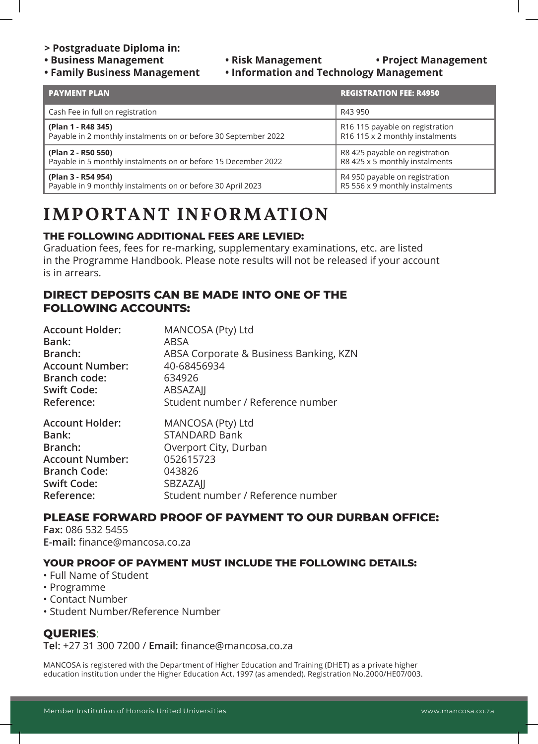> **Postgraduate Diploma in:**

- **Business Management**
- **Risk Management**
- **Project Management**
- **Family Business Management**
- **Information and Technology Management**

| PAYMENT PLAN | REGISTRATION FEE: R4950 |
|---|---|
| Cash Fee in full on registration | R43 950 |
| **(Plan 1 - R48 345)**<br>Payable in 2 monthly instalments on or before 30 September 2022 | R16 115 payable on registration<br>R16 115 x 2 monthly instalments |
| **(Plan 2 - R50 550)**<br>Payable in 5 monthly instalments on or before 15 December 2022 | R8 425 payable on registration<br>R8 425 x 5 monthly instalments |
| **(Plan 3 - R54 954)**<br>Payable in 9 monthly instalments on or before 30 April 2023 | R4 950 payable on registration<br>R5 556 x 9 monthly instalments |

# IMPORTANT INFORMATION

### THE FOLLOWING ADDITIONAL FEES ARE LEVIED:

Graduation fees, fees for re-marking, supplementary examinations, etc. are listed in the Programme Handbook. Please note results will not be released if your account is in arrears.

### DIRECT DEPOSITS CAN BE MADE INTO ONE OF THE FOLLOWING ACCOUNTS:

**Account Holder:** MANCOSA (Pty) Ltd
**Bank:** ABSA
**Branch:** ABSA Corporate & Business Banking, KZN
**Account Number:** 40-68456934
**Branch code:** 634926
**Swift Code:** ABSAZAJJ
**Reference:** Student number / Reference number

**Account Holder:** MANCOSA (Pty) Ltd
**Bank:** STANDARD Bank
**Branch:** Overport City, Durban
**Account Number:** 052615723
**Branch Code:** 043826
**Swift Code:** SBZAZAJJ
**Reference:** Student number / Reference number

### PLEASE FORWARD PROOF OF PAYMENT TO OUR DURBAN OFFICE:

**Fax:** 086 532 5455
**E-mail:** finance@mancosa.co.za

### YOUR PROOF OF PAYMENT MUST INCLUDE THE FOLLOWING DETAILS:

- Full Name of Student
- Programme
- Contact Number
- Student Number/Reference Number

### QUERIES:

**Tel:** +27 31 300 7200 / **Email:** finance@mancosa.co.za

MANCOSA is registered with the Department of Higher Education and Training (DHET) as a private higher education institution under the Higher Education Act, 1997 (as amended). Registration No.2000/HE07/003.

Member Institution of Honoris United Universities

www.mancosa.co.za